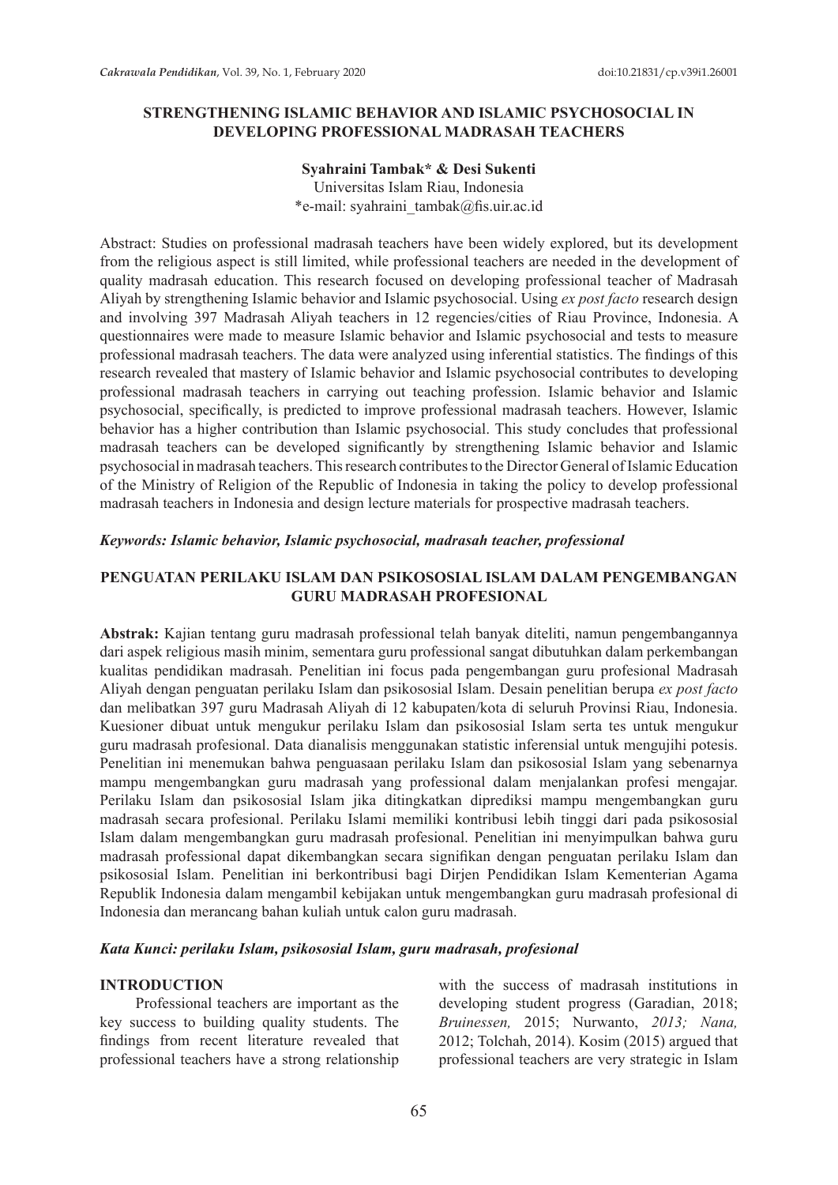# STRENGTHENING ISLAMIC BEHAVIOR AND ISLAMIC PSYCHOSOCIAL IN DEVELOPING PROFESSIONAL MADRASAH TEACHERS

**Syahraini Tambak* & Desi Sukenti**

Universitas Islam Riau, Indonesia

*e-mail: syahraini_tambak@fis.uir.ac.id

Abstract: Studies on professional madrasah teachers have been widely explored, but its development from the religious aspect is still limited, while professional teachers are needed in the development of quality madrasah education. This research focused on developing professional teacher of Madrasah Aliyah by strengthening Islamic behavior and Islamic psychosocial. Using *ex post facto* research design and involving 397 Madrasah Aliyah teachers in 12 regencies/cities of Riau Province, Indonesia. A questionnaires were made to measure Islamic behavior and Islamic psychosocial and tests to measure professional madrasah teachers. The data were analyzed using inferential statistics. The findings of this research revealed that mastery of Islamic behavior and Islamic psychosocial contributes to developing professional madrasah teachers in carrying out teaching profession. Islamic behavior and Islamic psychosocial, specifically, is predicted to improve professional madrasah teachers. However, Islamic behavior has a higher contribution than Islamic psychosocial. This study concludes that professional madrasah teachers can be developed significantly by strengthening Islamic behavior and Islamic psychosocial in madrasah teachers. This research contributes to the Director General of Islamic Education of the Ministry of Religion of the Republic of Indonesia in taking the policy to develop professional madrasah teachers in Indonesia and design lecture materials for prospective madrasah teachers.

***Keywords: Islamic behavior, Islamic psychosocial, madrasah teacher, professional***

# PENGUATAN PERILAKU ISLAM DAN PSIKOSOSIAL ISLAM DALAM PENGEMBANGAN GURU MADRASAH PROFESIONAL

**Abstrak:** Kajian tentang guru madrasah professional telah banyak diteliti, namun pengembangannya dari aspek religious masih minim, sementara guru professional sangat dibutuhkan dalam perkembangan kualitas pendidikan madrasah. Penelitian ini focus pada pengembangan guru profesional Madrasah Aliyah dengan penguatan perilaku Islam dan psikososial Islam. Desain penelitian berupa *ex post facto* dan melibatkan 397 guru Madrasah Aliyah di 12 kabupaten/kota di seluruh Provinsi Riau, Indonesia. Kuesioner dibuat untuk mengukur perilaku Islam dan psikososial Islam serta tes untuk mengukur guru madrasah profesional. Data dianalisis menggunakan statistic inferensial untuk mengujihi potesis. Penelitian ini menemukan bahwa penguasaan perilaku Islam dan psikososial Islam yang sebenarnya mampu mengembangkan guru madrasah yang professional dalam menjalankan profesi mengajar. Perilaku Islam dan psikososial Islam jika ditingkatkan diprediksi mampu mengembangkan guru madrasah secara profesional. Perilaku Islami memiliki kontribusi lebih tinggi dari pada psikososial Islam dalam mengembangkan guru madrasah profesional. Penelitian ini menyimpulkan bahwa guru madrasah professional dapat dikembangkan secara signifikan dengan penguatan perilaku Islam dan psikososial Islam. Penelitian ini berkontribusi bagi Dirjen Pendidikan Islam Kementerian Agama Republik Indonesia dalam mengambil kebijakan untuk mengembangkan guru madrasah profesional di Indonesia dan merancang bahan kuliah untuk calon guru madrasah.

***Kata Kunci: perilaku Islam, psikososial Islam, guru madrasah, profesional***

## INTRODUCTION

Professional teachers are important as the key success to building quality students. The findings from recent literature revealed that professional teachers have a strong relationship with the success of madrasah institutions in developing student progress (Garadian, 2018; *Bruinessen,* 2015; Nurwanto, *2013; Nana,* 2012; Tolchah, 2014). Kosim (2015) argued that professional teachers are very strategic in Islam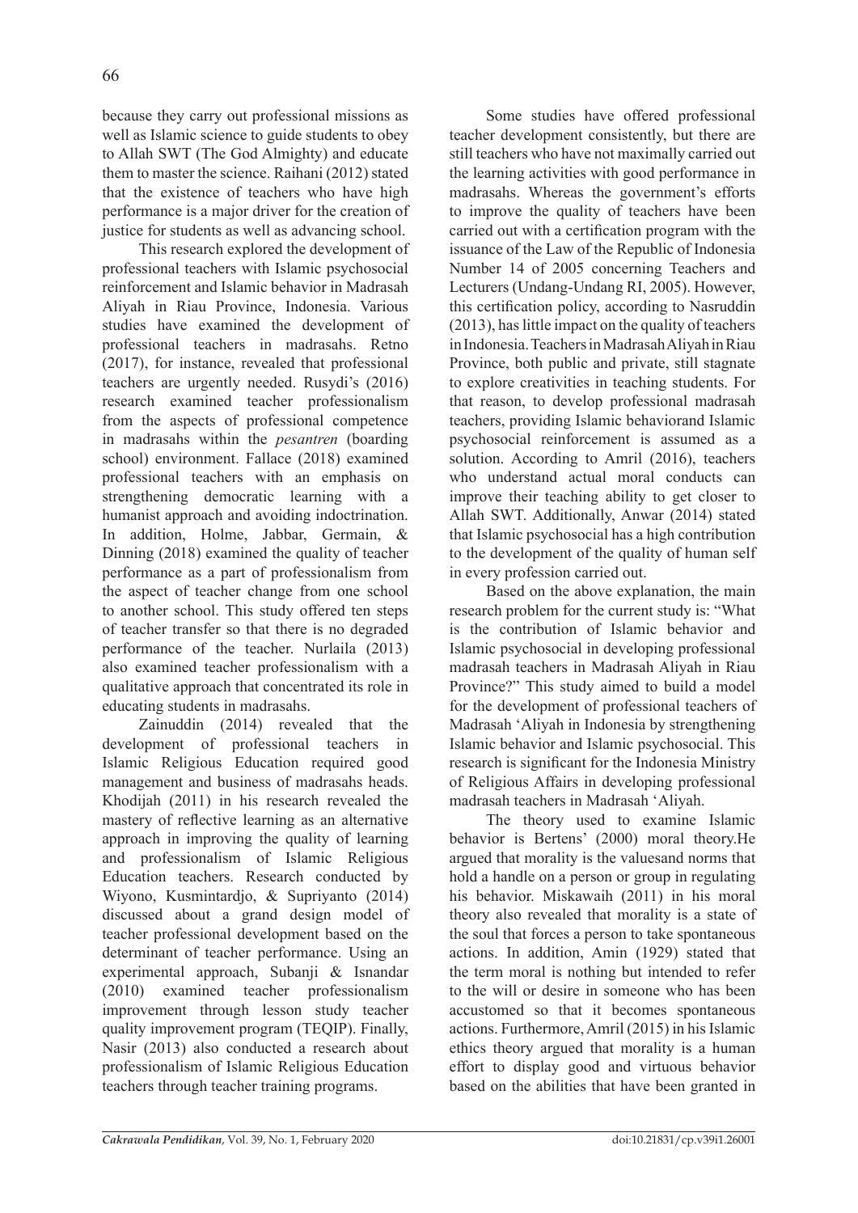because they carry out professional missions as well as Islamic science to guide students to obey to Allah SWT (The God Almighty) and educate them to master the science. Raihani (2012) stated that the existence of teachers who have high performance is a major driver for the creation of justice for students as well as advancing school.

This research explored the development of professional teachers with Islamic psychosocial reinforcement and Islamic behavior in Madrasah Aliyah in Riau Province, Indonesia. Various studies have examined the development of professional teachers in madrasahs. Retno (2017), for instance, revealed that professional teachers are urgently needed. Rusydi's (2016) research examined teacher professionalism from the aspects of professional competence in madrasahs within the *pesantren* (boarding school) environment. Fallace (2018) examined professional teachers with an emphasis on strengthening democratic learning with a humanist approach and avoiding indoctrination. In addition, Holme, Jabbar, Germain, & Dinning (2018) examined the quality of teacher performance as a part of professionalism from the aspect of teacher change from one school to another school. This study offered ten steps of teacher transfer so that there is no degraded performance of the teacher. Nurlaila (2013) also examined teacher professionalism with a qualitative approach that concentrated its role in educating students in madrasahs.

Zainuddin (2014) revealed that the development of professional teachers in Islamic Religious Education required good management and business of madrasahs heads. Khodijah (2011) in his research revealed the mastery of reflective learning as an alternative approach in improving the quality of learning and professionalism of Islamic Religious Education teachers. Research conducted by Wiyono, Kusmintardjo, & Supriyanto (2014) discussed about a grand design model of teacher professional development based on the determinant of teacher performance. Using an experimental approach, Subanji & Isnandar (2010) examined teacher professionalism improvement through lesson study teacher quality improvement program (TEQIP). Finally, Nasir (2013) also conducted a research about professionalism of Islamic Religious Education teachers through teacher training programs.

Some studies have offered professional teacher development consistently, but there are still teachers who have not maximally carried out the learning activities with good performance in madrasahs. Whereas the government's efforts to improve the quality of teachers have been carried out with a certification program with the issuance of the Law of the Republic of Indonesia Number 14 of 2005 concerning Teachers and Lecturers (Undang-Undang RI, 2005). However, this certification policy, according to Nasruddin (2013), has little impact on the quality of teachers in Indonesia. Teachers in Madrasah Aliyah in Riau Province, both public and private, still stagnate to explore creativities in teaching students. For that reason, to develop professional madrasah teachers, providing Islamic behaviorand Islamic psychosocial reinforcement is assumed as a solution. According to Amril (2016), teachers who understand actual moral conducts can improve their teaching ability to get closer to Allah SWT. Additionally, Anwar (2014) stated that Islamic psychosocial has a high contribution to the development of the quality of human self in every profession carried out.

Based on the above explanation, the main research problem for the current study is: "What is the contribution of Islamic behavior and Islamic psychosocial in developing professional madrasah teachers in Madrasah Aliyah in Riau Province?" This study aimed to build a model for the development of professional teachers of Madrasah 'Aliyah in Indonesia by strengthening Islamic behavior and Islamic psychosocial. This research is significant for the Indonesia Ministry of Religious Affairs in developing professional madrasah teachers in Madrasah 'Aliyah.

The theory used to examine Islamic behavior is Bertens' (2000) moral theory.He argued that morality is the valuesand norms that hold a handle on a person or group in regulating his behavior. Miskawaih (2011) in his moral theory also revealed that morality is a state of the soul that forces a person to take spontaneous actions. In addition, Amin (1929) stated that the term moral is nothing but intended to refer to the will or desire in someone who has been accustomed so that it becomes spontaneous actions. Furthermore, Amril (2015) in his Islamic ethics theory argued that morality is a human effort to display good and virtuous behavior based on the abilities that have been granted in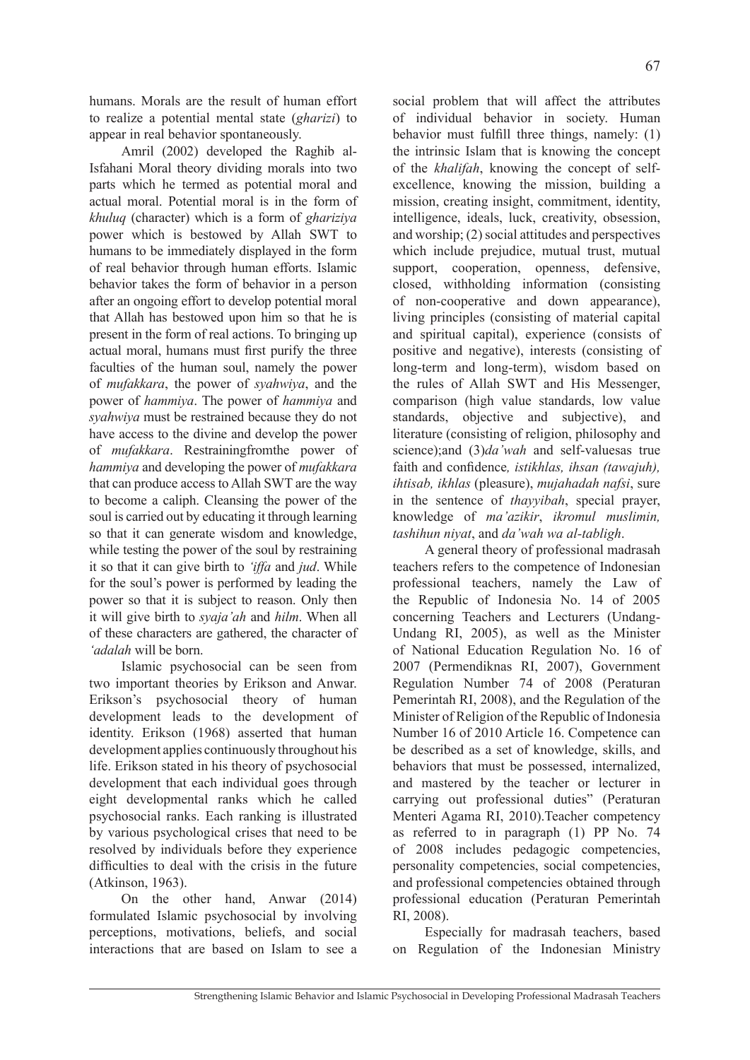humans. Morals are the result of human effort to realize a potential mental state (*gharizi*) to appear in real behavior spontaneously.

Amril (2002) developed the Raghib al-Isfahani Moral theory dividing morals into two parts which he termed as potential moral and actual moral. Potential moral is in the form of *khuluq* (character) which is a form of *ghariziya* power which is bestowed by Allah SWT to humans to be immediately displayed in the form of real behavior through human efforts. Islamic behavior takes the form of behavior in a person after an ongoing effort to develop potential moral that Allah has bestowed upon him so that he is present in the form of real actions. To bringing up actual moral, humans must first purify the three faculties of the human soul, namely the power of *mufakkara*, the power of *syahwiya*, and the power of *hammiya*. The power of *hammiya* and *syahwiya* must be restrained because they do not have access to the divine and develop the power of *mufakkara*. Restrainingfromthe power of *hammiya* and developing the power of *mufakkara* that can produce access to Allah SWT are the way to become a caliph. Cleansing the power of the soul is carried out by educating it through learning so that it can generate wisdom and knowledge, while testing the power of the soul by restraining it so that it can give birth to *'iffa* and *jud*. While for the soul's power is performed by leading the power so that it is subject to reason. Only then it will give birth to *syaja'ah* and *hilm*. When all of these characters are gathered, the character of *'adalah* will be born.

Islamic psychosocial can be seen from two important theories by Erikson and Anwar. Erikson's psychosocial theory of human development leads to the development of identity. Erikson (1968) asserted that human development applies continuously throughout his life. Erikson stated in his theory of psychosocial development that each individual goes through eight developmental ranks which he called psychosocial ranks. Each ranking is illustrated by various psychological crises that need to be resolved by individuals before they experience difficulties to deal with the crisis in the future (Atkinson, 1963).

On the other hand, Anwar (2014) formulated Islamic psychosocial by involving perceptions, motivations, beliefs, and social interactions that are based on Islam to see a social problem that will affect the attributes of individual behavior in society. Human behavior must fulfill three things, namely: (1) the intrinsic Islam that is knowing the concept of the *khalifah*, knowing the concept of self-excellence, knowing the mission, building a mission, creating insight, commitment, identity, intelligence, ideals, luck, creativity, obsession, and worship; (2) social attitudes and perspectives which include prejudice, mutual trust, mutual support, cooperation, openness, defensive, closed, withholding information (consisting of non-cooperative and down appearance), living principles (consisting of material capital and spiritual capital), experience (consists of positive and negative), interests (consisting of long-term and long-term), wisdom based on the rules of Allah SWT and His Messenger, comparison (high value standards, low value standards, objective and subjective), and literature (consisting of religion, philosophy and science);and (3)*da'wah* and self-valuesas true faith and confidence*, istikhlas, ihsan (tawajuh), ihtisab, ikhlas* (pleasure), *mujahadah nafsi*, sure in the sentence of *thayyibah*, special prayer, knowledge of *ma'azikir*, *ikromul muslimin, tashihun niyat*, and *da'wah wa al-tabligh*.

A general theory of professional madrasah teachers refers to the competence of Indonesian professional teachers, namely the Law of the Republic of Indonesia No. 14 of 2005 concerning Teachers and Lecturers (Undang-Undang RI, 2005), as well as the Minister of National Education Regulation No. 16 of 2007 (Permendiknas RI, 2007), Government Regulation Number 74 of 2008 (Peraturan Pemerintah RI, 2008), and the Regulation of the Minister of Religion of the Republic of Indonesia Number 16 of 2010 Article 16. Competence can be described as a set of knowledge, skills, and behaviors that must be possessed, internalized, and mastered by the teacher or lecturer in carrying out professional duties" (Peraturan Menteri Agama RI, 2010).Teacher competency as referred to in paragraph (1) PP No. 74 of 2008 includes pedagogic competencies, personality competencies, social competencies, and professional competencies obtained through professional education (Peraturan Pemerintah RI, 2008).

Especially for madrasah teachers, based on Regulation of the Indonesian Ministry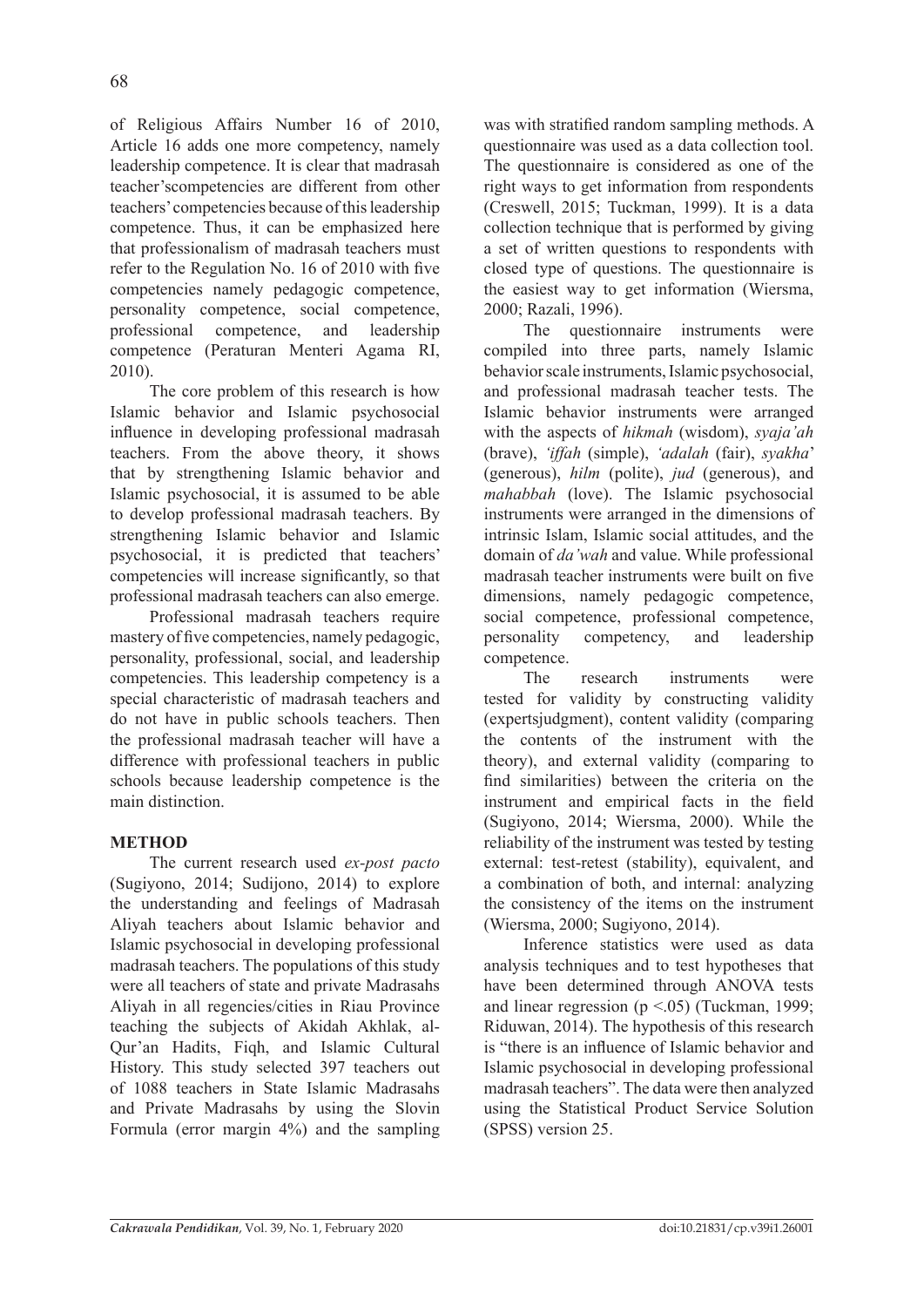of Religious Affairs Number 16 of 2010, Article 16 adds one more competency, namely leadership competence. It is clear that madrasah teacher'scompetencies are different from other teachers' competencies because of this leadership competence. Thus, it can be emphasized here that professionalism of madrasah teachers must refer to the Regulation No. 16 of 2010 with five competencies namely pedagogic competence, personality competence, social competence, professional competence, and leadership competence (Peraturan Menteri Agama RI, 2010).

The core problem of this research is how Islamic behavior and Islamic psychosocial influence in developing professional madrasah teachers. From the above theory, it shows that by strengthening Islamic behavior and Islamic psychosocial, it is assumed to be able to develop professional madrasah teachers. By strengthening Islamic behavior and Islamic psychosocial, it is predicted that teachers' competencies will increase significantly, so that professional madrasah teachers can also emerge.

Professional madrasah teachers require mastery of five competencies, namely pedagogic, personality, professional, social, and leadership competencies. This leadership competency is a special characteristic of madrasah teachers and do not have in public schools teachers. Then the professional madrasah teacher will have a difference with professional teachers in public schools because leadership competence is the main distinction.

## METHOD

The current research used *ex-post pacto* (Sugiyono, 2014; Sudijono, 2014) to explore the understanding and feelings of Madrasah Aliyah teachers about Islamic behavior and Islamic psychosocial in developing professional madrasah teachers. The populations of this study were all teachers of state and private Madrasahs Aliyah in all regencies/cities in Riau Province teaching the subjects of Akidah Akhlak, al-Qur'an Hadits, Fiqh, and Islamic Cultural History. This study selected 397 teachers out of 1088 teachers in State Islamic Madrasahs and Private Madrasahs by using the Slovin Formula (error margin 4%) and the sampling was with stratified random sampling methods. A questionnaire was used as a data collection tool. The questionnaire is considered as one of the right ways to get information from respondents (Creswell, 2015; Tuckman, 1999). It is a data collection technique that is performed by giving a set of written questions to respondents with closed type of questions. The questionnaire is the easiest way to get information (Wiersma, 2000; Razali, 1996).

The questionnaire instruments were compiled into three parts, namely Islamic behavior scale instruments, Islamic psychosocial, and professional madrasah teacher tests. The Islamic behavior instruments were arranged with the aspects of *hikmah* (wisdom), *syaja'ah* (brave), *'iffah* (simple), *'adalah* (fair), *syakha*' (generous), *hilm* (polite), *jud* (generous), and *mahabbah* (love). The Islamic psychosocial instruments were arranged in the dimensions of intrinsic Islam, Islamic social attitudes, and the domain of *da'wah* and value. While professional madrasah teacher instruments were built on five dimensions, namely pedagogic competence, social competence, professional competence, personality competency, and leadership competence.

The research instruments were tested for validity by constructing validity (expertsjudgment), content validity (comparing the contents of the instrument with the theory), and external validity (comparing to find similarities) between the criteria on the instrument and empirical facts in the field (Sugiyono, 2014; Wiersma, 2000). While the reliability of the instrument was tested by testing external: test-retest (stability), equivalent, and a combination of both, and internal: analyzing the consistency of the items on the instrument (Wiersma, 2000; Sugiyono, 2014).

Inference statistics were used as data analysis techniques and to test hypotheses that have been determined through ANOVA tests and linear regression ($p < .05$) (Tuckman, 1999; Riduwan, 2014). The hypothesis of this research is "there is an influence of Islamic behavior and Islamic psychosocial in developing professional madrasah teachers". The data were then analyzed using the Statistical Product Service Solution (SPSS) version 25.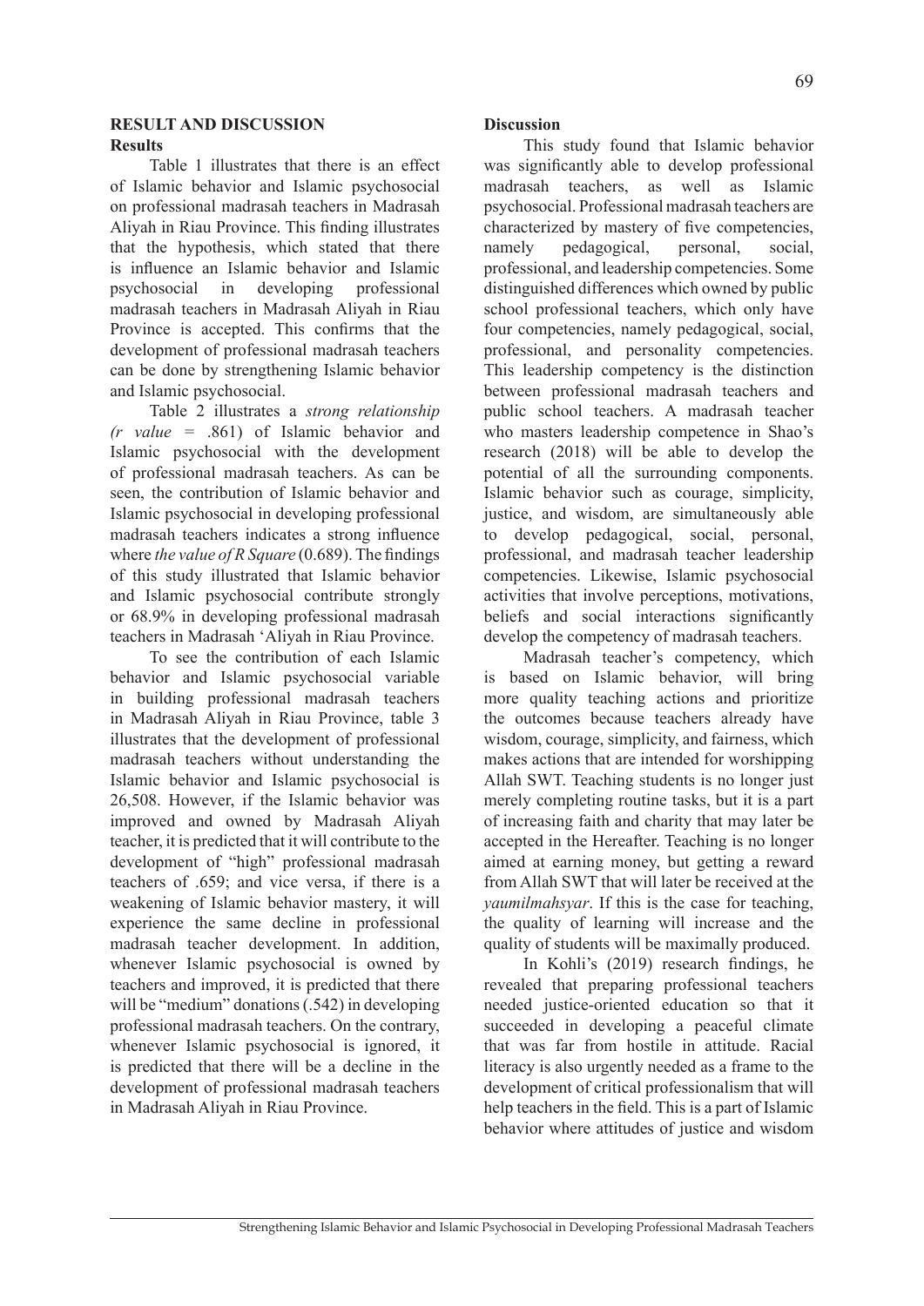## RESULT AND DISCUSSION

### Results

Table 1 illustrates that there is an effect of Islamic behavior and Islamic psychosocial on professional madrasah teachers in Madrasah Aliyah in Riau Province. This finding illustrates that the hypothesis, which stated that there is influence an Islamic behavior and Islamic psychosocial in developing professional madrasah teachers in Madrasah Aliyah in Riau Province is accepted. This confirms that the development of professional madrasah teachers can be done by strengthening Islamic behavior and Islamic psychosocial.

Table 2 illustrates a *strong relationship (r value* = .861) of Islamic behavior and Islamic psychosocial with the development of professional madrasah teachers. As can be seen, the contribution of Islamic behavior and Islamic psychosocial in developing professional madrasah teachers indicates a strong influence where *the value of R Square* (0.689). The findings of this study illustrated that Islamic behavior and Islamic psychosocial contribute strongly or 68.9% in developing professional madrasah teachers in Madrasah 'Aliyah in Riau Province.

To see the contribution of each Islamic behavior and Islamic psychosocial variable in building professional madrasah teachers in Madrasah Aliyah in Riau Province, table 3 illustrates that the development of professional madrasah teachers without understanding the Islamic behavior and Islamic psychosocial is 26,508. However, if the Islamic behavior was improved and owned by Madrasah Aliyah teacher, it is predicted that it will contribute to the development of "high" professional madrasah teachers of .659; and vice versa, if there is a weakening of Islamic behavior mastery, it will experience the same decline in professional madrasah teacher development. In addition, whenever Islamic psychosocial is owned by teachers and improved, it is predicted that there will be "medium" donations (.542) in developing professional madrasah teachers. On the contrary, whenever Islamic psychosocial is ignored, it is predicted that there will be a decline in the development of professional madrasah teachers in Madrasah Aliyah in Riau Province.

### Discussion

This study found that Islamic behavior was significantly able to develop professional madrasah teachers, as well as Islamic psychosocial. Professional madrasah teachers are characterized by mastery of five competencies, namely pedagogical, personal, social, professional, and leadership competencies. Some distinguished differences which owned by public school professional teachers, which only have four competencies, namely pedagogical, social, professional, and personality competencies. This leadership competency is the distinction between professional madrasah teachers and public school teachers. A madrasah teacher who masters leadership competence in Shao's research (2018) will be able to develop the potential of all the surrounding components. Islamic behavior such as courage, simplicity, justice, and wisdom, are simultaneously able to develop pedagogical, social, personal, professional, and madrasah teacher leadership competencies. Likewise, Islamic psychosocial activities that involve perceptions, motivations, beliefs and social interactions significantly develop the competency of madrasah teachers.

Madrasah teacher's competency, which is based on Islamic behavior, will bring more quality teaching actions and prioritize the outcomes because teachers already have wisdom, courage, simplicity, and fairness, which makes actions that are intended for worshipping Allah SWT. Teaching students is no longer just merely completing routine tasks, but it is a part of increasing faith and charity that may later be accepted in the Hereafter. Teaching is no longer aimed at earning money, but getting a reward from Allah SWT that will later be received at the *yaumilmahsyar*. If this is the case for teaching, the quality of learning will increase and the quality of students will be maximally produced.

In Kohli's (2019) research findings, he revealed that preparing professional teachers needed justice-oriented education so that it succeeded in developing a peaceful climate that was far from hostile in attitude. Racial literacy is also urgently needed as a frame to the development of critical professionalism that will help teachers in the field. This is a part of Islamic behavior where attitudes of justice and wisdom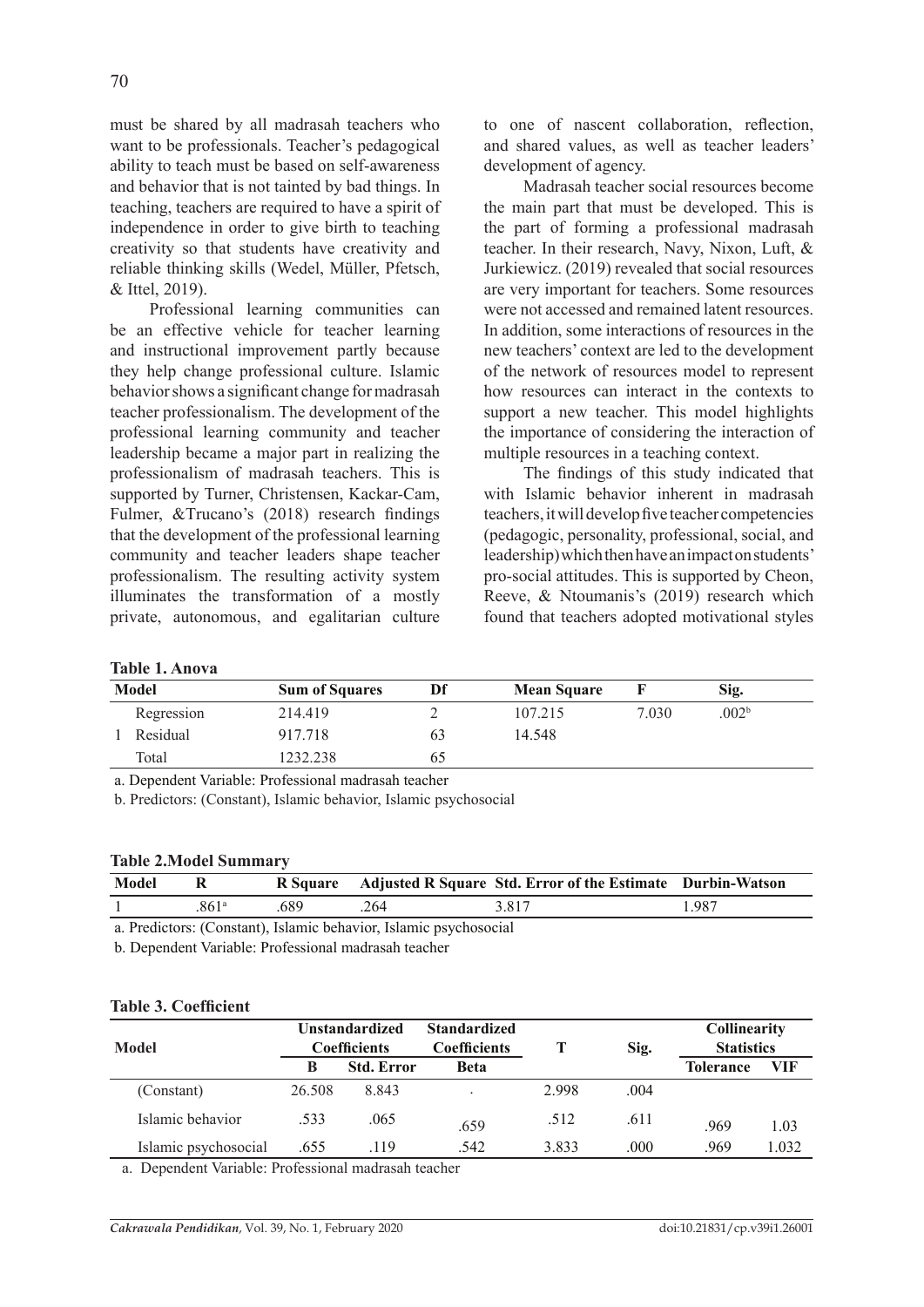must be shared by all madrasah teachers who want to be professionals. Teacher's pedagogical ability to teach must be based on self-awareness and behavior that is not tainted by bad things. In teaching, teachers are required to have a spirit of independence in order to give birth to teaching creativity so that students have creativity and reliable thinking skills (Wedel, Müller, Pfetsch, & Ittel, 2019).

Professional learning communities can be an effective vehicle for teacher learning and instructional improvement partly because they help change professional culture. Islamic behavior shows a significant change for madrasah teacher professionalism. The development of the professional learning community and teacher leadership became a major part in realizing the professionalism of madrasah teachers. This is supported by Turner, Christensen, Kackar-Cam, Fulmer, &Trucano's (2018) research findings that the development of the professional learning community and teacher leaders shape teacher professionalism. The resulting activity system illuminates the transformation of a mostly private, autonomous, and egalitarian culture to one of nascent collaboration, reflection, and shared values, as well as teacher leaders' development of agency.

Madrasah teacher social resources become the main part that must be developed. This is the part of forming a professional madrasah teacher. In their research, Navy, Nixon, Luft, & Jurkiewicz. (2019) revealed that social resources are very important for teachers. Some resources were not accessed and remained latent resources. In addition, some interactions of resources in the new teachers' context are led to the development of the network of resources model to represent how resources can interact in the contexts to support a new teacher. This model highlights the importance of considering the interaction of multiple resources in a teaching context.

The findings of this study indicated that with Islamic behavior inherent in madrasah teachers, it will develop five teacher competencies (pedagogic, personality, professional, social, and leadership) which then have an impact on students' pro-social attitudes. This is supported by Cheon, Reeve, & Ntoumanis's (2019) research which found that teachers adopted motivational styles

**Table 1. Anova**

| Model | | Sum of Squares | Df | Mean Square | F | Sig. |
|---|---|---|---|---|---|---|
| | Regression | 214.419 | 2 | 107.215 | 7.030 | .002[b] |
| 1 | Residual | 917.718 | 63 | 14.548 | | |
| | Total | 1232.238 | 65 | | | |

a. Dependent Variable: Professional madrasah teacher

b. Predictors: (Constant), Islamic behavior, Islamic psychosocial

**Table 2.Model Summary**

| Model | R | R Square | Adjusted R Square | Std. Error of the Estimate | Durbin-Watson |
|---|---|---|---|---|---|
| 1 | .861[a] | .689 | .264 | 3.817 | 1.987 |

a. Predictors: (Constant), Islamic behavior, Islamic psychosocial

b. Dependent Variable: Professional madrasah teacher

**Table 3. Coefficient**

| Model | Unstandardized Coefficients | | Standardized Coefficients | T | Sig. | Collinearity Statistics | |
|---|---|---|---|---|---|---|---|
| | B | Std. Error | Beta | | | Tolerance | VIF |
| (Constant) | 26.508 | 8.843 | . | 2.998 | .004 | | |
| Islamic behavior | .533 | .065 | .659 | .512 | .611 | .969 | 1.03 |
| Islamic psychosocial | .655 | .119 | .542 | 3.833 | .000 | .969 | 1.032 |

a. Dependent Variable: Professional madrasah teacher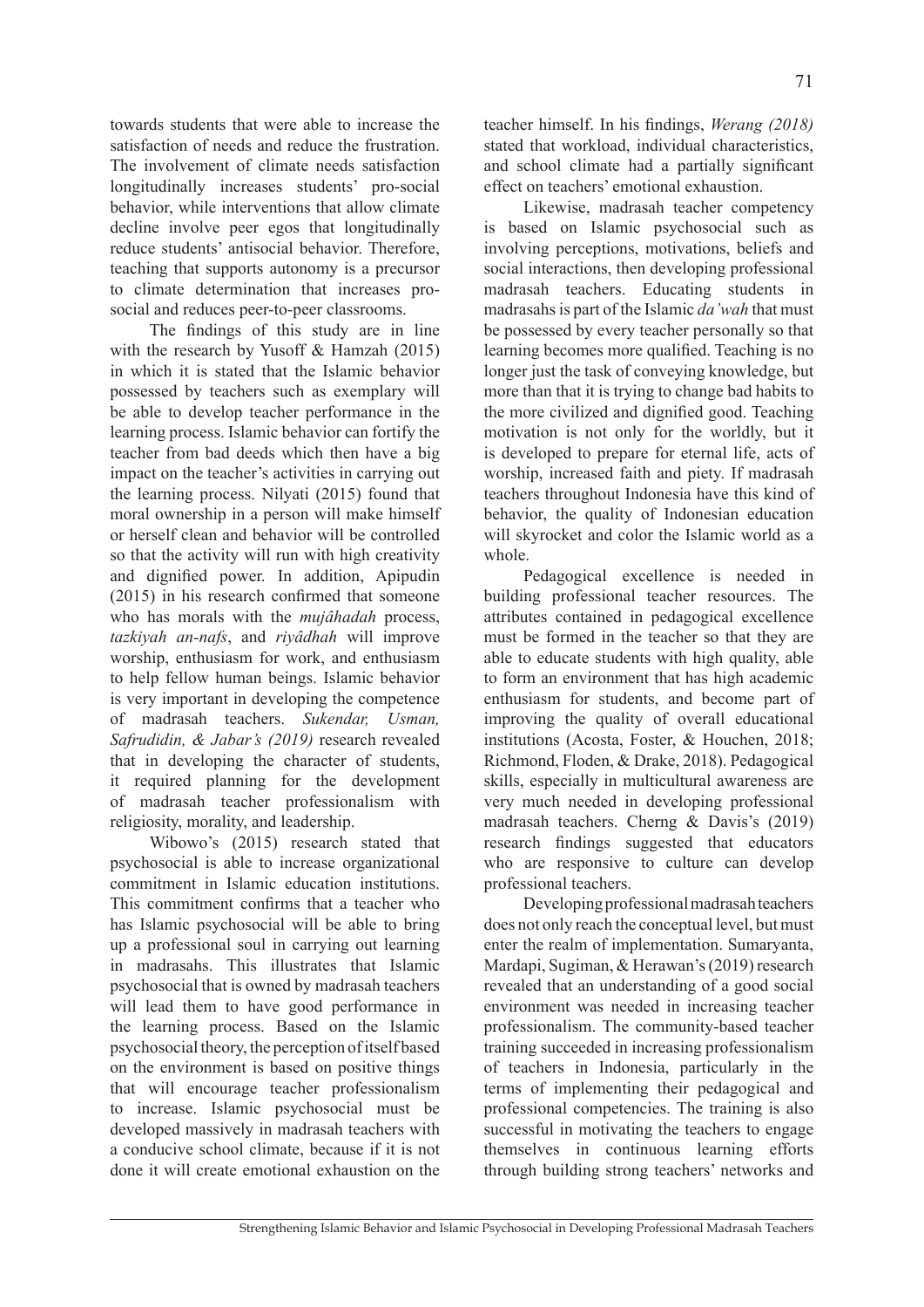towards students that were able to increase the satisfaction of needs and reduce the frustration. The involvement of climate needs satisfaction longitudinally increases students' pro-social behavior, while interventions that allow climate decline involve peer egos that longitudinally reduce students' antisocial behavior. Therefore, teaching that supports autonomy is a precursor to climate determination that increases pro-social and reduces peer-to-peer classrooms.

The findings of this study are in line with the research by Yusoff & Hamzah (2015) in which it is stated that the Islamic behavior possessed by teachers such as exemplary will be able to develop teacher performance in the learning process. Islamic behavior can fortify the teacher from bad deeds which then have a big impact on the teacher's activities in carrying out the learning process. Nilyati (2015) found that moral ownership in a person will make himself or herself clean and behavior will be controlled so that the activity will run with high creativity and dignified power. In addition, Apipudin (2015) in his research confirmed that someone who has morals with the *mujâhadah* process, *tazkiyah an-nafs*, and *riyâdhah* will improve worship, enthusiasm for work, and enthusiasm to help fellow human beings. Islamic behavior is very important in developing the competence of madrasah teachers. *Sukendar, Usman, Safrudidin, & Jabar's (2019)* research revealed that in developing the character of students, it required planning for the development of madrasah teacher professionalism with religiosity, morality, and leadership.

Wibowo's (2015) research stated that psychosocial is able to increase organizational commitment in Islamic education institutions. This commitment confirms that a teacher who has Islamic psychosocial will be able to bring up a professional soul in carrying out learning in madrasahs. This illustrates that Islamic psychosocial that is owned by madrasah teachers will lead them to have good performance in the learning process. Based on the Islamic psychosocial theory, the perception of itself based on the environment is based on positive things that will encourage teacher professionalism to increase. Islamic psychosocial must be developed massively in madrasah teachers with a conducive school climate, because if it is not done it will create emotional exhaustion on the teacher himself. In his findings, *Werang (2018)* stated that workload, individual characteristics, and school climate had a partially significant effect on teachers' emotional exhaustion.

Likewise, madrasah teacher competency is based on Islamic psychosocial such as involving perceptions, motivations, beliefs and social interactions, then developing professional madrasah teachers. Educating students in madrasahs is part of the Islamic *da'wah* that must be possessed by every teacher personally so that learning becomes more qualified. Teaching is no longer just the task of conveying knowledge, but more than that it is trying to change bad habits to the more civilized and dignified good. Teaching motivation is not only for the worldly, but it is developed to prepare for eternal life, acts of worship, increased faith and piety. If madrasah teachers throughout Indonesia have this kind of behavior, the quality of Indonesian education will skyrocket and color the Islamic world as a whole.

Pedagogical excellence is needed in building professional teacher resources. The attributes contained in pedagogical excellence must be formed in the teacher so that they are able to educate students with high quality, able to form an environment that has high academic enthusiasm for students, and become part of improving the quality of overall educational institutions (Acosta, Foster, & Houchen, 2018; Richmond, Floden, & Drake, 2018). Pedagogical skills, especially in multicultural awareness are very much needed in developing professional madrasah teachers. Cherng & Davis's (2019) research findings suggested that educators who are responsive to culture can develop professional teachers.

Developing professional madrasah teachers does not only reach the conceptual level, but must enter the realm of implementation. Sumaryanta, Mardapi, Sugiman, & Herawan's (2019) research revealed that an understanding of a good social environment was needed in increasing teacher professionalism. The community-based teacher training succeeded in increasing professionalism of teachers in Indonesia, particularly in the terms of implementing their pedagogical and professional competencies. The training is also successful in motivating the teachers to engage themselves in continuous learning efforts through building strong teachers' networks and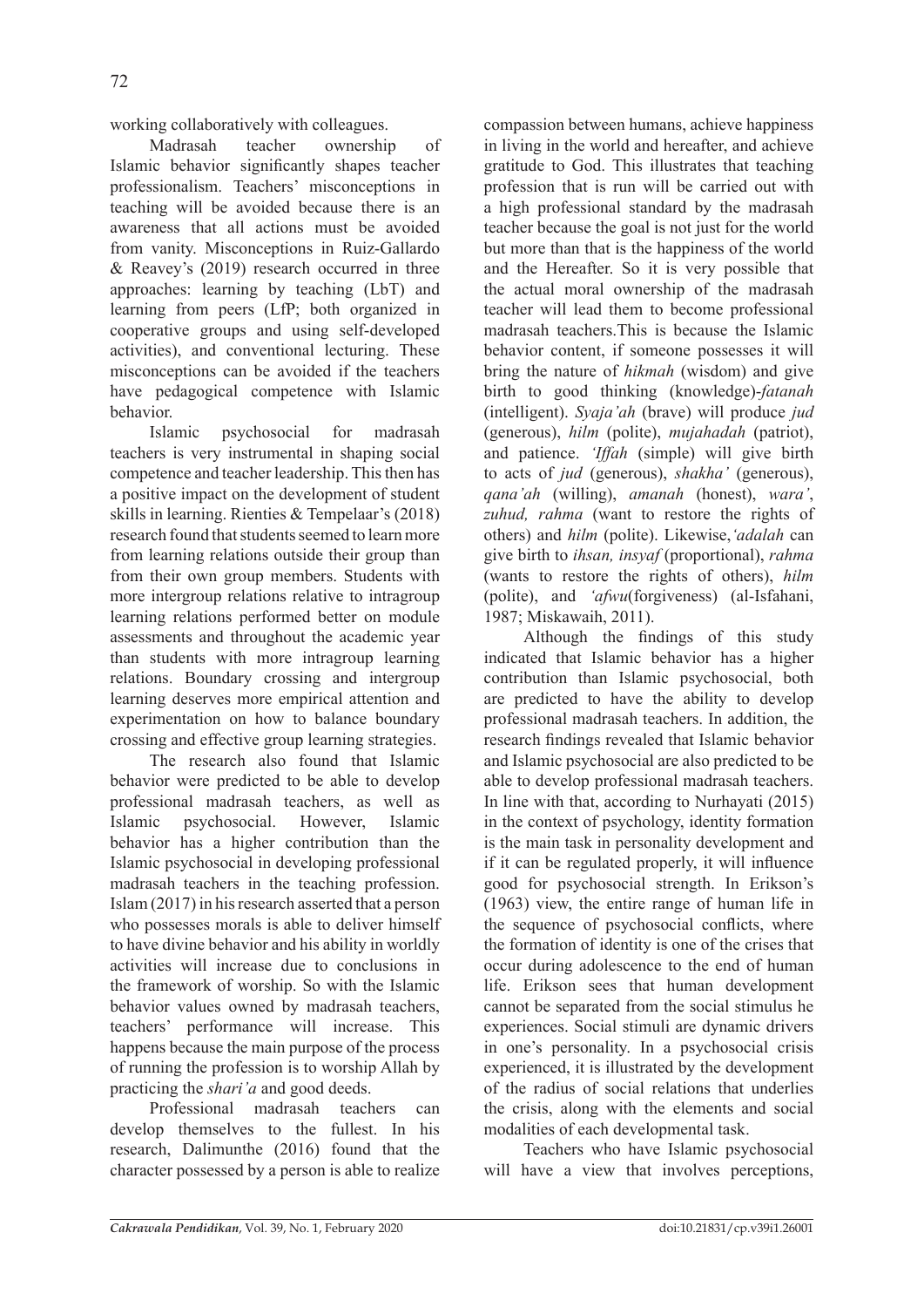working collaboratively with colleagues.

Madrasah teacher ownership of Islamic behavior significantly shapes teacher professionalism. Teachers' misconceptions in teaching will be avoided because there is an awareness that all actions must be avoided from vanity. Misconceptions in Ruiz-Gallardo & Reavey's (2019) research occurred in three approaches: learning by teaching (LbT) and learning from peers (LfP; both organized in cooperative groups and using self-developed activities), and conventional lecturing. These misconceptions can be avoided if the teachers have pedagogical competence with Islamic behavior.

Islamic psychosocial for madrasah teachers is very instrumental in shaping social competence and teacher leadership. This then has a positive impact on the development of student skills in learning. Rienties & Tempelaar's (2018) research found that students seemed to learn more from learning relations outside their group than from their own group members. Students with more intergroup relations relative to intragroup learning relations performed better on module assessments and throughout the academic year than students with more intragroup learning relations. Boundary crossing and intergroup learning deserves more empirical attention and experimentation on how to balance boundary crossing and effective group learning strategies.

The research also found that Islamic behavior were predicted to be able to develop professional madrasah teachers, as well as Islamic psychosocial. However, Islamic behavior has a higher contribution than the Islamic psychosocial in developing professional madrasah teachers in the teaching profession. Islam (2017) in his research asserted that a person who possesses morals is able to deliver himself to have divine behavior and his ability in worldly activities will increase due to conclusions in the framework of worship. So with the Islamic behavior values owned by madrasah teachers, teachers' performance will increase. This happens because the main purpose of the process of running the profession is to worship Allah by practicing the *shari'a* and good deeds.

Professional madrasah teachers can develop themselves to the fullest. In his research, Dalimunthe (2016) found that the character possessed by a person is able to realize compassion between humans, achieve happiness in living in the world and hereafter, and achieve gratitude to God. This illustrates that teaching profession that is run will be carried out with a high professional standard by the madrasah teacher because the goal is not just for the world but more than that is the happiness of the world and the Hereafter. So it is very possible that the actual moral ownership of the madrasah teacher will lead them to become professional madrasah teachers.This is because the Islamic behavior content, if someone possesses it will bring the nature of *hikmah* (wisdom) and give birth to good thinking (knowledge)-*fatanah* (intelligent). *Syaja'ah* (brave) will produce *jud* (generous), *hilm* (polite), *mujahadah* (patriot), and patience. *'Iffah* (simple) will give birth to acts of *jud* (generous), *shakha'* (generous), *qana'ah* (willing), *amanah* (honest), *wara'*, *zuhud, rahma* (want to restore the rights of others) and *hilm* (polite). Likewise,*'adalah* can give birth to *ihsan, insyaf* (proportional), *rahma* (wants to restore the rights of others), *hilm* (polite), and *'afwu*(forgiveness) (al-Isfahani, 1987; Miskawaih, 2011).

Although the findings of this study indicated that Islamic behavior has a higher contribution than Islamic psychosocial, both are predicted to have the ability to develop professional madrasah teachers. In addition, the research findings revealed that Islamic behavior and Islamic psychosocial are also predicted to be able to develop professional madrasah teachers. In line with that, according to Nurhayati (2015) in the context of psychology, identity formation is the main task in personality development and if it can be regulated properly, it will influence good for psychosocial strength. In Erikson's (1963) view, the entire range of human life in the sequence of psychosocial conflicts, where the formation of identity is one of the crises that occur during adolescence to the end of human life. Erikson sees that human development cannot be separated from the social stimulus he experiences. Social stimuli are dynamic drivers in one's personality. In a psychosocial crisis experienced, it is illustrated by the development of the radius of social relations that underlies the crisis, along with the elements and social modalities of each developmental task.

Teachers who have Islamic psychosocial will have a view that involves perceptions,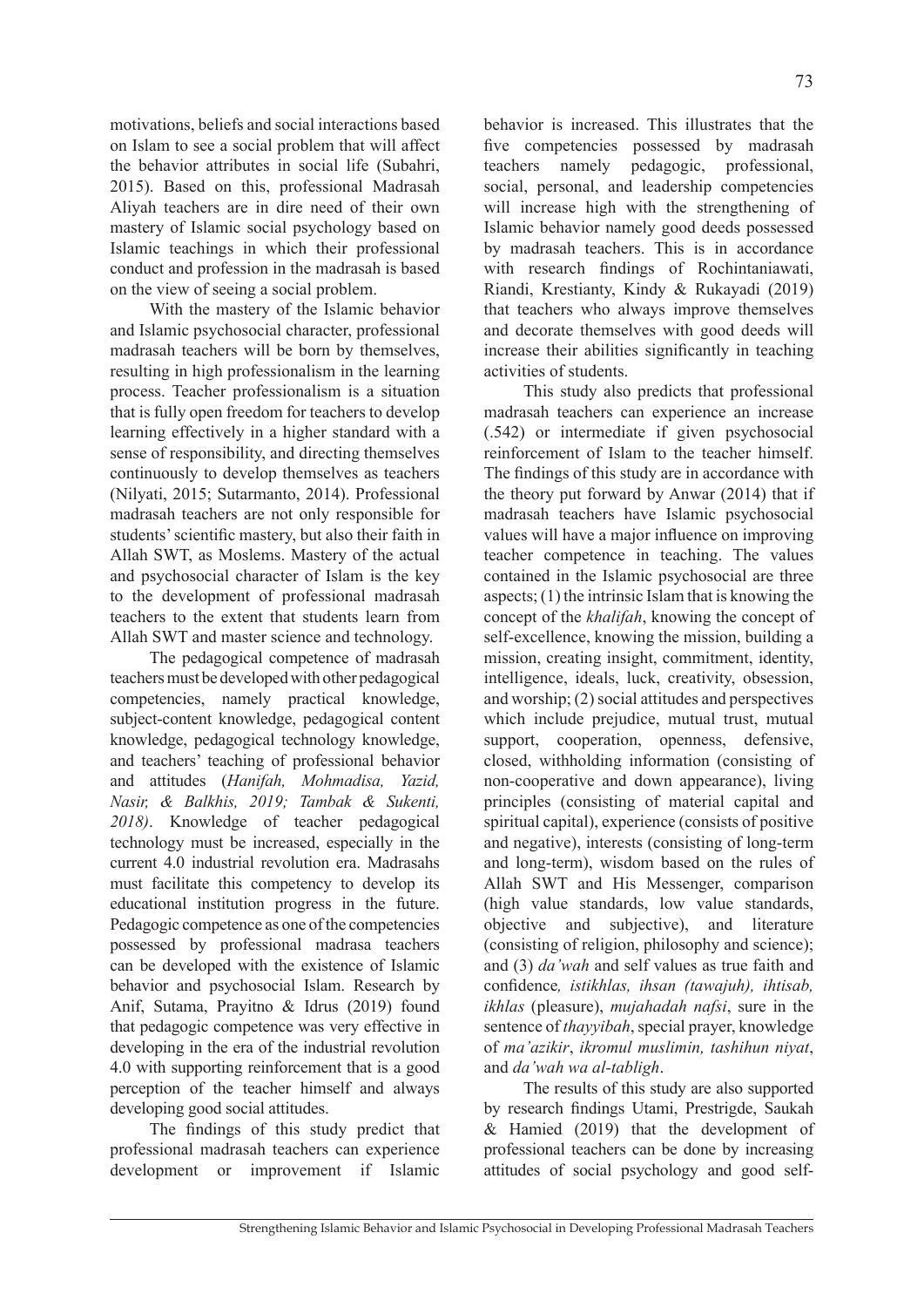motivations, beliefs and social interactions based on Islam to see a social problem that will affect the behavior attributes in social life (Subahri, 2015). Based on this, professional Madrasah Aliyah teachers are in dire need of their own mastery of Islamic social psychology based on Islamic teachings in which their professional conduct and profession in the madrasah is based on the view of seeing a social problem.

With the mastery of the Islamic behavior and Islamic psychosocial character, professional madrasah teachers will be born by themselves, resulting in high professionalism in the learning process. Teacher professionalism is a situation that is fully open freedom for teachers to develop learning effectively in a higher standard with a sense of responsibility, and directing themselves continuously to develop themselves as teachers (Nilyati, 2015; Sutarmanto, 2014). Professional madrasah teachers are not only responsible for students' scientific mastery, but also their faith in Allah SWT, as Moslems. Mastery of the actual and psychosocial character of Islam is the key to the development of professional madrasah teachers to the extent that students learn from Allah SWT and master science and technology.

The pedagogical competence of madrasah teachers must be developed with other pedagogical competencies, namely practical knowledge, subject-content knowledge, pedagogical content knowledge, pedagogical technology knowledge, and teachers' teaching of professional behavior and attitudes (*Hanifah, Mohmadisa, Yazid, Nasir, & Balkhis, 2019; Tambak & Sukenti, 2018)*. Knowledge of teacher pedagogical technology must be increased, especially in the current 4.0 industrial revolution era. Madrasahs must facilitate this competency to develop its educational institution progress in the future. Pedagogic competence as one of the competencies possessed by professional madrasa teachers can be developed with the existence of Islamic behavior and psychosocial Islam. Research by Anif, Sutama, Prayitno & Idrus (2019) found that pedagogic competence was very effective in developing in the era of the industrial revolution 4.0 with supporting reinforcement that is a good perception of the teacher himself and always developing good social attitudes.

The findings of this study predict that professional madrasah teachers can experience development or improvement if Islamic behavior is increased. This illustrates that the five competencies possessed by madrasah teachers namely pedagogic, professional, social, personal, and leadership competencies will increase high with the strengthening of Islamic behavior namely good deeds possessed by madrasah teachers. This is in accordance with research findings of Rochintaniawati, Riandi, Krestianty, Kindy & Rukayadi (2019) that teachers who always improve themselves and decorate themselves with good deeds will increase their abilities significantly in teaching activities of students.

This study also predicts that professional madrasah teachers can experience an increase (.542) or intermediate if given psychosocial reinforcement of Islam to the teacher himself. The findings of this study are in accordance with the theory put forward by Anwar (2014) that if madrasah teachers have Islamic psychosocial values will have a major influence on improving teacher competence in teaching. The values contained in the Islamic psychosocial are three aspects; (1) the intrinsic Islam that is knowing the concept of the *khalifah*, knowing the concept of self-excellence, knowing the mission, building a mission, creating insight, commitment, identity, intelligence, ideals, luck, creativity, obsession, and worship; (2) social attitudes and perspectives which include prejudice, mutual trust, mutual support, cooperation, openness, defensive, closed, withholding information (consisting of non-cooperative and down appearance), living principles (consisting of material capital and spiritual capital), experience (consists of positive and negative), interests (consisting of long-term and long-term), wisdom based on the rules of Allah SWT and His Messenger, comparison (high value standards, low value standards, objective and subjective), and literature (consisting of religion, philosophy and science); and (3) *da'wah* and self values as true faith and confidence*, istikhlas, ihsan (tawajuh), ihtisab, ikhlas* (pleasure), *mujahadah nafsi*, sure in the sentence of *thayyibah*, special prayer, knowledge of *ma'azikir*, *ikromul muslimin, tashihun niyat*, and *da'wah wa al-tabligh*.

The results of this study are also supported by research findings Utami, Prestrigde, Saukah & Hamied (2019) that the development of professional teachers can be done by increasing attitudes of social psychology and good self-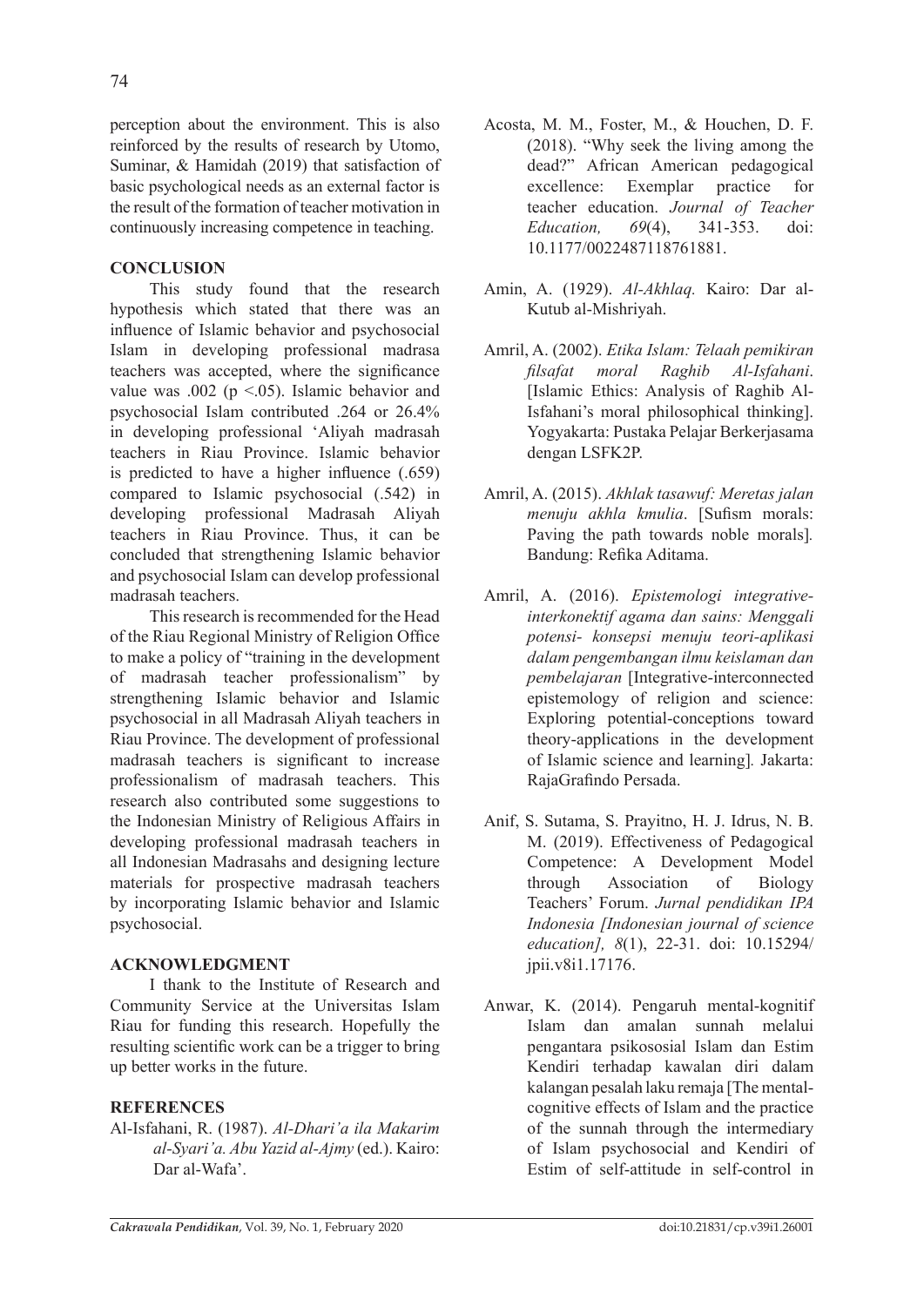perception about the environment. This is also reinforced by the results of research by Utomo, Suminar, & Hamidah (2019) that satisfaction of basic psychological needs as an external factor is the result of the formation of teacher motivation in continuously increasing competence in teaching.

## CONCLUSION

This study found that the research hypothesis which stated that there was an influence of Islamic behavior and psychosocial Islam in developing professional madrasa teachers was accepted, where the significance value was .002 ($p < .05$). Islamic behavior and psychosocial Islam contributed .264 or 26.4% in developing professional 'Aliyah madrasah teachers in Riau Province. Islamic behavior is predicted to have a higher influence (.659) compared to Islamic psychosocial (.542) in developing professional Madrasah Aliyah teachers in Riau Province. Thus, it can be concluded that strengthening Islamic behavior and psychosocial Islam can develop professional madrasah teachers.

This research is recommended for the Head of the Riau Regional Ministry of Religion Office to make a policy of "training in the development of madrasah teacher professionalism" by strengthening Islamic behavior and Islamic psychosocial in all Madrasah Aliyah teachers in Riau Province. The development of professional madrasah teachers is significant to increase professionalism of madrasah teachers. This research also contributed some suggestions to the Indonesian Ministry of Religious Affairs in developing professional madrasah teachers in all Indonesian Madrasahs and designing lecture materials for prospective madrasah teachers by incorporating Islamic behavior and Islamic psychosocial.

## ACKNOWLEDGMENT

I thank to the Institute of Research and Community Service at the Universitas Islam Riau for funding this research. Hopefully the resulting scientific work can be a trigger to bring up better works in the future.

## REFERENCES

Al-Isfahani, R. (1987). *Al-Dhari'a ila Makarim al-Syari'a. Abu Yazid al-Ajmy* (ed.). Kairo: Dar al-Wafa'.

Acosta, M. M., Foster, M., & Houchen, D. F. (2018). "Why seek the living among the dead?" African American pedagogical excellence: Exemplar practice for teacher education. *Journal of Teacher Education, 69*(4), 341-353. doi: 10.1177/0022487118761881.

Amin, A. (1929). *Al-Akhlaq.* Kairo: Dar al-Kutub al-Mishriyah.

Amril, A. (2002). *Etika Islam: Telaah pemikiran filsafat moral Raghib Al-Isfahani*. [Islamic Ethics: Analysis of Raghib Al-Isfahani's moral philosophical thinking]. Yogyakarta: Pustaka Pelajar Berkerjasama dengan LSFK2P.

Amril, A. (2015). *Akhlak tasawuf: Meretas jalan menuju akhla kmulia*. [Sufism morals: Paving the path towards noble morals]. Bandung: Refika Aditama.

Amril, A. (2016). *Epistemologi integrative-interkonektif agama dan sains: Menggali potensi- konsepsi menuju teori-aplikasi dalam pengembangan ilmu keislaman dan pembelajaran* [Integrative-interconnected epistemology of religion and science: Exploring potential-conceptions toward theory-applications in the development of Islamic science and learning]. Jakarta: RajaGrafindo Persada.

Anif, S. Sutama, S. Prayitno, H. J. Idrus, N. B. M. (2019). Effectiveness of Pedagogical Competence: A Development Model through Association of Biology Teachers' Forum. *Jurnal pendidikan IPA Indonesia [Indonesian journal of science education], 8*(1), 22-31. doi: 10.15294/jpii.v8i1.17176.

Anwar, K. (2014). Pengaruh mental-kognitif Islam dan amalan sunnah melalui pengantara psikososial Islam dan Estim Kendiri terhadap kawalan diri dalam kalangan pesalah laku remaja [The mental-cognitive effects of Islam and the practice of the sunnah through the intermediary of Islam psychosocial and Kendiri of Estim of self-attitude in self-control in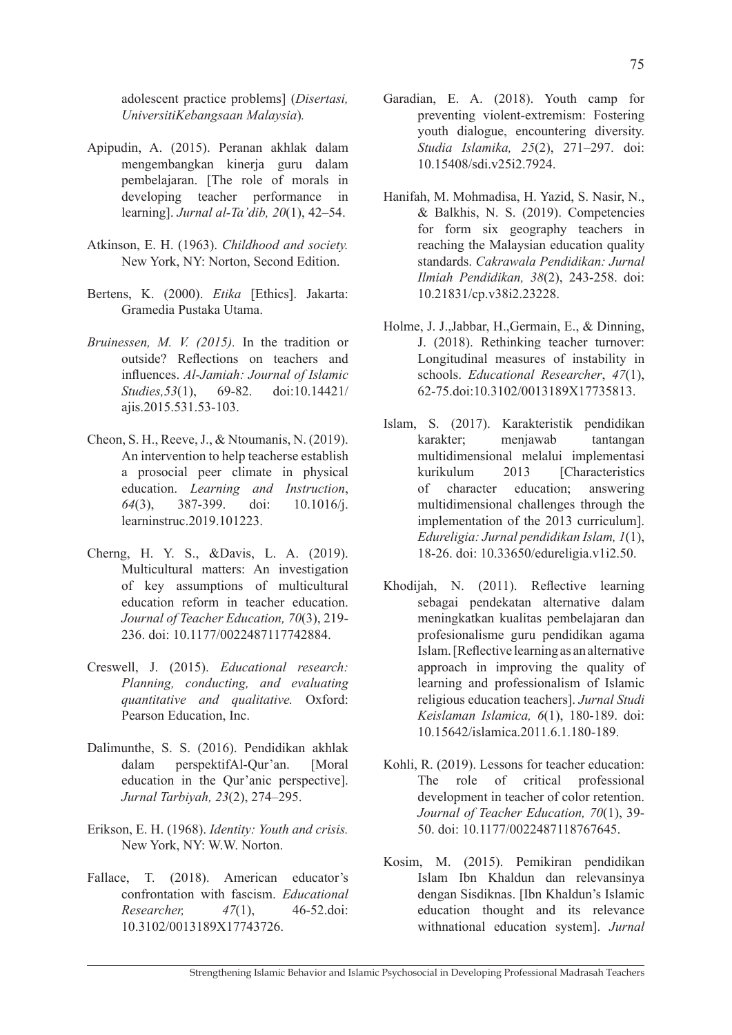adolescent practice problems] (*Disertasi, UniversitiKebangsaan Malaysia*).

Apipudin, A. (2015). Peranan akhlak dalam mengembangkan kinerja guru dalam pembelajaran. [The role of morals in developing teacher performance in learning]. *Jurnal al-Ta'dib, 20*(1), 42–54.

Atkinson, E. H. (1963). *Childhood and society.* New York, NY: Norton, Second Edition.

Bertens, K. (2000). *Etika* [Ethics]. Jakarta: Gramedia Pustaka Utama.

*Bruinessen, M. V. (2015).* In the tradition or outside? Reflections on teachers and influences. *Al-Jamiah: Journal of Islamic Studies,53*(1), 69-82. doi:10.14421/ajis.2015.531.53-103.

Cheon, S. H., Reeve, J., & Ntoumanis, N. (2019). An intervention to help teacherse establish a prosocial peer climate in physical education. *Learning and Instruction*, *64*(3), 387-399. doi: 10.1016/j.learninstruc.2019.101223.

Cherng, H. Y. S., &Davis, L. A. (2019). Multicultural matters: An investigation of key assumptions of multicultural education reform in teacher education. *Journal of Teacher Education, 70*(3), 219-236. doi: 10.1177/0022487117742884.

Creswell, J. (2015). *Educational research: Planning, conducting, and evaluating quantitative and qualitative.* Oxford: Pearson Education, Inc.

Dalimunthe, S. S. (2016). Pendidikan akhlak dalam perspektifAl-Qur'an. [Moral education in the Qur'anic perspective]. *Jurnal Tarbiyah, 23*(2), 274–295.

Erikson, E. H. (1968). *Identity: Youth and crisis.* New York, NY: W.W. Norton.

Fallace, T. (2018). American educator's confrontation with fascism. *Educational Researcher, 47*(1), 46-52.doi: 10.3102/0013189X17743726.

Garadian, E. A. (2018). Youth camp for preventing violent-extremism: Fostering youth dialogue, encountering diversity. *Studia Islamika, 25*(2), 271–297. doi: 10.15408/sdi.v25i2.7924.

Hanifah, M. Mohmadisa, H. Yazid, S. Nasir, N., & Balkhis, N. S. (2019). Competencies for form six geography teachers in reaching the Malaysian education quality standards. *Cakrawala Pendidikan: Jurnal Ilmiah Pendidikan, 38*(2), 243-258. doi: 10.21831/cp.v38i2.23228.

Holme, J. J.,Jabbar, H.,Germain, E., & Dinning, J. (2018). Rethinking teacher turnover: Longitudinal measures of instability in schools. *Educational Researcher*, *47*(1), 62-75.doi:10.3102/0013189X17735813.

Islam, S. (2017). Karakteristik pendidikan karakter; menjawab tantangan multidimensional melalui implementasi kurikulum 2013 [Characteristics of character education; answering multidimensional challenges through the implementation of the 2013 curriculum]. *Edureligia: Jurnal pendidikan Islam, 1*(1), 18-26. doi: 10.33650/edureligia.v1i2.50.

Khodijah, N. (2011). Reflective learning sebagai pendekatan alternative dalam meningkatkan kualitas pembelajaran dan profesionalisme guru pendidikan agama Islam. [Reflective learning as an alternative approach in improving the quality of learning and professionalism of Islamic religious education teachers]. *Jurnal Studi Keislaman Islamica, 6*(1), 180-189. doi: 10.15642/islamica.2011.6.1.180-189.

Kohli, R. (2019). Lessons for teacher education: The role of critical professional development in teacher of color retention. *Journal of Teacher Education, 70*(1), 39-50. doi: 10.1177/0022487118767645.

Kosim, M. (2015). Pemikiran pendidikan Islam Ibn Khaldun dan relevansinya dengan Sisdiknas. [Ibn Khaldun's Islamic education thought and its relevance withnational education system]. *Jurnal*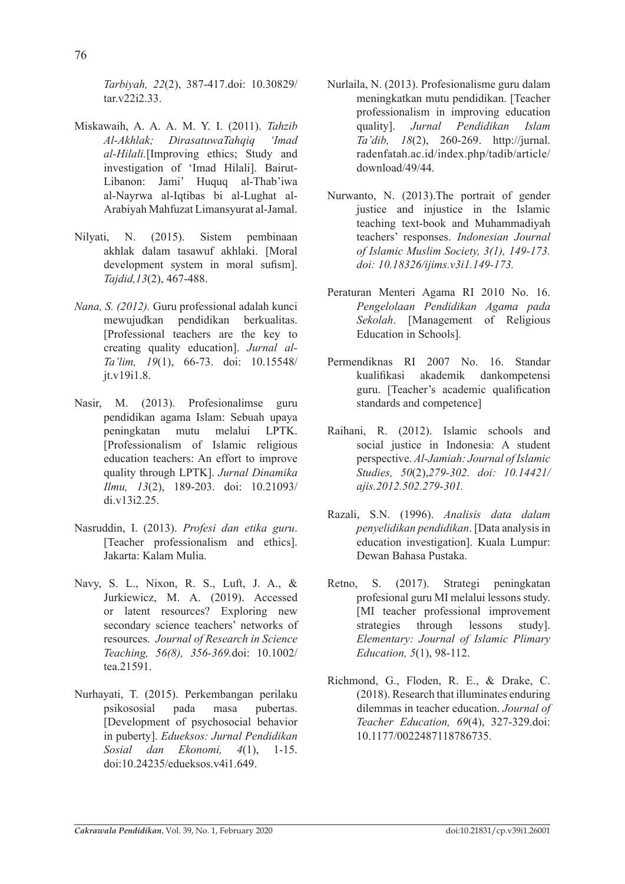*Tarbiyah, 22*(2), 387-417.doi: 10.30829/tar.v22i2.33.

Miskawaih, A. A. A. M. Y. I. (2011). *Tahzib Al-Akhlak; DirasatuwaTahqiq 'Imad al-Hilali.*[Improving ethics; Study and investigation of 'Imad Hilali]. Bairut-Libanon: Jami' Huquq al-Thab'iwa al-Nayrwa al-Iqtibas bi al-Lughat al-Arabiyah Mahfuzat Limansyurat al-Jamal.

Nilyati, N. (2015). Sistem pembinaan akhlak dalam tasawuf akhlaki. [Moral development system in moral sufism]. *Tajdid,13*(2), 467-488.

*Nana, S. (2012).* Guru professional adalah kunci mewujudkan pendidikan berkualitas. [Professional teachers are the key to creating quality education]. *Jurnal al-Ta'lim, 19*(1), 66-73. doi: 10.15548/jt.v19i1.8.

Nasir, M. (2013). Profesionalimse guru pendidikan agama Islam: Sebuah upaya peningkatan mutu melalui LPTK. [Professionalism of Islamic religious education teachers: An effort to improve quality through LPTK]. *Jurnal Dinamika Ilmu, 13*(2), 189-203. doi: 10.21093/di.v13i2.25.

Nasruddin, I. (2013). *Profesi dan etika guru*. [Teacher professionalism and ethics]. Jakarta: Kalam Mulia.

Navy, S. L., Nixon, R. S., Luft, J. A., & Jurkiewicz, M. A. (2019). Accessed or latent resources? Exploring new secondary science teachers' networks of resources. *Journal of Research in Science Teaching, 56(8), 356-369.*doi: 10.1002/tea.21591.

Nurhayati, T. (2015). Perkembangan perilaku psikososial pada masa pubertas. [Development of psychosocial behavior in puberty]. *Edueksos: Jurnal Pendidikan Sosial dan Ekonomi, 4*(1), 1-15. doi:10.24235/edueksos.v4i1.649.

Nurlaila, N. (2013). Profesionalisme guru dalam meningkatkan mutu pendidikan. [Teacher professionalism in improving education quality]. *Jurnal Pendidikan Islam Ta'dib, 18*(2), 260-269. http://jurnal.radenfatah.ac.id/index.php/tadib/article/download/49/44.

Nurwanto, N. (2013).The portrait of gender justice and injustice in the Islamic teaching text-book and Muhammadiyah teachers' responses. *Indonesian Journal of Islamic Muslim Society, 3(1), 149-173. doi: 10.18326/ijims.v3i1.149-173.*

Peraturan Menteri Agama RI 2010 No. 16. *Pengelolaan Pendidikan Agama pada Sekolah*. [Management of Religious Education in Schools]*.*

Permendiknas RI 2007 No. 16. Standar kualifikasi akademik dankompetensi guru. [Teacher's academic qualification standards and competence]

Raihani, R. (2012). Islamic schools and social justice in Indonesia: A student perspective. *Al-Jamiah: Journal of Islamic Studies, 50*(2),*279-302. doi: 10.14421/ajis.2012.502.279-301.*

Razali, S.N. (1996). *Analisis data dalam penyelidikan pendidikan*. [Data analysis in education investigation]. Kuala Lumpur: Dewan Bahasa Pustaka.

Retno, S. (2017). Strategi peningkatan profesional guru MI melalui lessons study. [MI teacher professional improvement strategies through lessons study]. *Elementary: Journal of Islamic Plimary Education, 5*(1), 98-112.

Richmond, G., Floden, R. E., & Drake, C. (2018). Research that illuminates enduring dilemmas in teacher education. *Journal of Teacher Education, 69*(4), 327-329.doi: 10.1177/0022487118786735.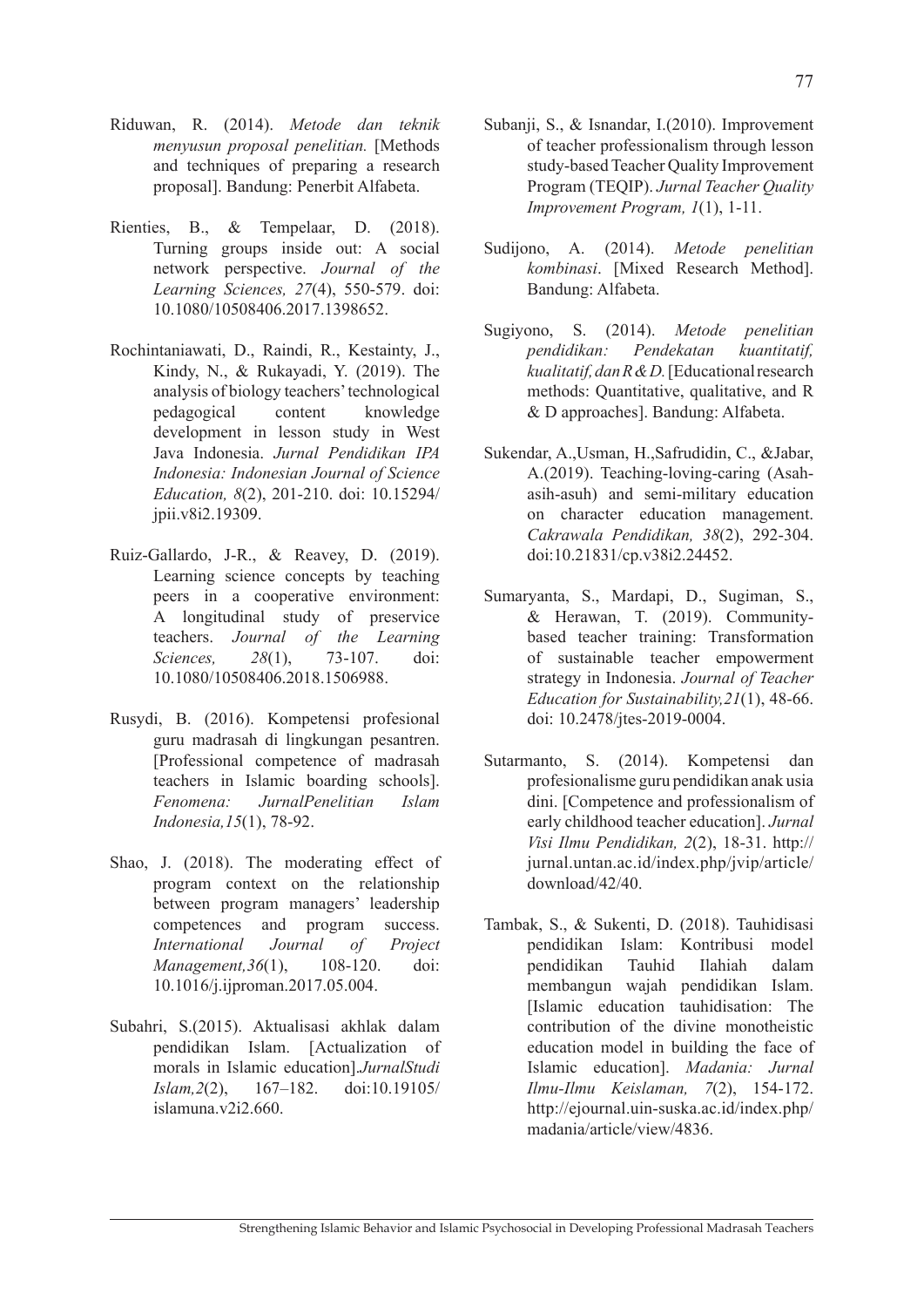Riduwan, R. (2014). *Metode dan teknik menyusun proposal penelitian.* [Methods and techniques of preparing a research proposal]. Bandung: Penerbit Alfabeta.

Rienties, B., & Tempelaar, D. (2018). Turning groups inside out: A social network perspective. *Journal of the Learning Sciences, 27*(4), 550-579. doi: 10.1080/10508406.2017.1398652.

Rochintaniawati, D., Raindi, R., Kestainty, J., Kindy, N., & Rukayadi, Y. (2019). The analysis of biology teachers' technological pedagogical content knowledge development in lesson study in West Java Indonesia. *Jurnal Pendidikan IPA Indonesia: Indonesian Journal of Science Education, 8*(2), 201-210. doi: 10.15294/jpii.v8i2.19309.

Ruiz-Gallardo, J-R., & Reavey, D. (2019). Learning science concepts by teaching peers in a cooperative environment: A longitudinal study of preservice teachers. *Journal of the Learning Sciences, 28*(1), 73-107. doi: 10.1080/10508406.2018.1506988.

Rusydi, B. (2016). Kompetensi profesional guru madrasah di lingkungan pesantren. [Professional competence of madrasah teachers in Islamic boarding schools]. *Fenomena: JurnalPenelitian Islam Indonesia,15*(1), 78-92.

Shao, J. (2018). The moderating effect of program context on the relationship between program managers' leadership competences and program success. *International Journal of Project Management,36*(1), 108-120. doi: 10.1016/j.ijproman.2017.05.004.

Subahri, S.(2015). Aktualisasi akhlak dalam pendidikan Islam. [Actualization of morals in Islamic education].*JurnalStudi Islam,2*(2), 167–182. doi:10.19105/islamuna.v2i2.660.

Subanji, S., & Isnandar, I.(2010). Improvement of teacher professionalism through lesson study-based Teacher Quality Improvement Program (TEQIP). *Jurnal Teacher Quality Improvement Program, 1*(1), 1-11.

Sudijono, A. (2014). *Metode penelitian kombinasi*. [Mixed Research Method]. Bandung: Alfabeta.

Sugiyono, S. (2014). *Metode penelitian pendidikan: Pendekatan kuantitatif, kualitatif, dan R & D.* [Educational research methods: Quantitative, qualitative, and R & D approaches]. Bandung: Alfabeta.

Sukendar, A.,Usman, H.,Safrudidin, C., &Jabar, A.(2019). Teaching-loving-caring (Asah-asih-asuh) and semi-military education on character education management. *Cakrawala Pendidikan, 38*(2), 292-304. doi:10.21831/cp.v38i2.24452.

Sumaryanta, S., Mardapi, D., Sugiman, S., & Herawan, T. (2019). Community-based teacher training: Transformation of sustainable teacher empowerment strategy in Indonesia. *Journal of Teacher Education for Sustainability,21*(1), 48-66. doi: 10.2478/jtes-2019-0004.

Sutarmanto, S. (2014). Kompetensi dan profesionalisme guru pendidikan anak usia dini. [Competence and professionalism of early childhood teacher education]. *Jurnal Visi Ilmu Pendidikan, 2*(2), 18-31. http://jurnal.untan.ac.id/index.php/jvip/article/download/42/40.

Tambak, S., & Sukenti, D. (2018). Tauhidisasi pendidikan Islam: Kontribusi model pendidikan Tauhid Ilahiah dalam membangun wajah pendidikan Islam. [Islamic education tauhidisation: The contribution of the divine monotheistic education model in building the face of Islamic education]. *Madania: Jurnal Ilmu-Ilmu Keislaman, 7*(2), 154-172. http://ejournal.uin-suska.ac.id/index.php/madania/article/view/4836.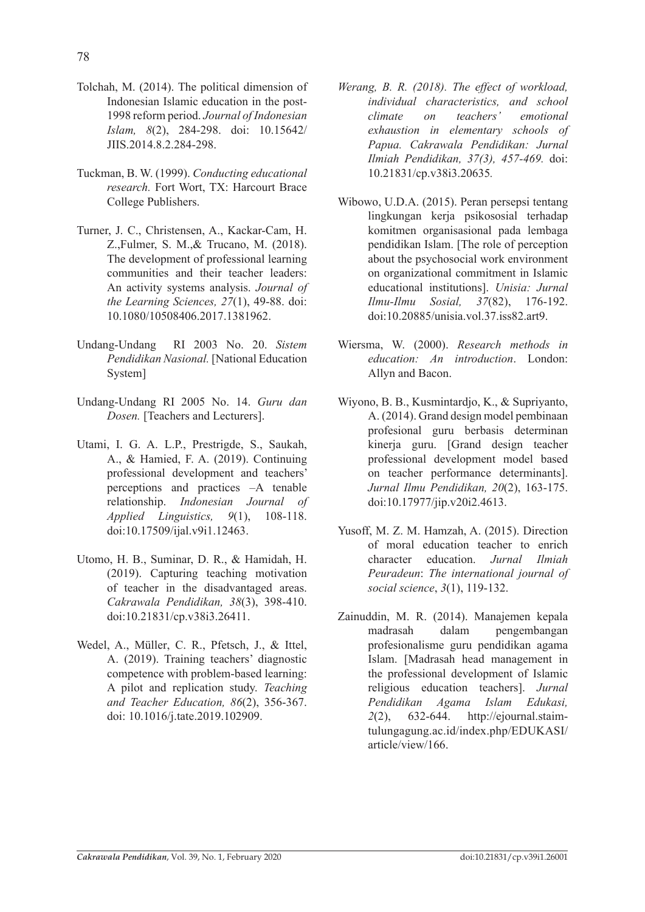Tolchah, M. (2014). The political dimension of Indonesian Islamic education in the post-1998 reform period. *Journal of Indonesian Islam, 8*(2), 284-298. doi: 10.15642/JIIS.2014.8.2.284-298.

Tuckman, B. W. (1999). *Conducting educational research.* Fort Wort, TX: Harcourt Brace College Publishers.

Turner, J. C., Christensen, A., Kackar-Cam, H. Z.,Fulmer, S. M.,& Trucano, M. (2018). The development of professional learning communities and their teacher leaders: An activity systems analysis. *Journal of the Learning Sciences, 27*(1), 49-88. doi: 10.1080/10508406.2017.1381962.

Undang-Undang RI 2003 No. 20. *Sistem Pendidikan Nasional.* [National Education System]

Undang-Undang RI 2005 No. 14. *Guru dan Dosen.* [Teachers and Lecturers].

Utami, I. G. A. L.P., Prestrigde, S., Saukah, A., & Hamied, F. A. (2019). Continuing professional development and teachers' perceptions and practices –A tenable relationship. *Indonesian Journal of Applied Linguistics, 9*(1), 108-118. doi:10.17509/ijal.v9i1.12463.

Utomo, H. B., Suminar, D. R., & Hamidah, H. (2019). Capturing teaching motivation of teacher in the disadvantaged areas. *Cakrawala Pendidikan, 38*(3), 398-410. doi:10.21831/cp.v38i3.26411.

Wedel, A., Müller, C. R., Pfetsch, J., & Ittel, A. (2019). Training teachers' diagnostic competence with problem-based learning: A pilot and replication study. *Teaching and Teacher Education, 86*(2), 356-367. doi: 10.1016/j.tate.2019.102909.

*Werang, B. R. (2018). The effect of workload, individual characteristics, and school climate on teachers' emotional exhaustion in elementary schools of Papua. Cakrawala Pendidikan: Jurnal Ilmiah Pendidikan, 37(3), 457-469.* doi: 10.21831/cp.v38i3.20635*.*

Wibowo, U.D.A. (2015). Peran persepsi tentang lingkungan kerja psikososial terhadap komitmen organisasional pada lembaga pendidikan Islam. [The role of perception about the psychosocial work environment on organizational commitment in Islamic educational institutions]. *Unisia: Jurnal Ilmu-Ilmu Sosial, 37*(82), 176-192. doi:10.20885/unisia.vol.37.iss82.art9.

Wiersma, W. (2000). *Research methods in education: An introduction*. London: Allyn and Bacon.

Wiyono, B. B., Kusmintardjo, K., & Supriyanto, A. (2014). Grand design model pembinaan profesional guru berbasis determinan kinerja guru. [Grand design teacher professional development model based on teacher performance determinants]. *Jurnal Ilmu Pendidikan, 20*(2), 163-175. doi:10.17977/jip.v20i2.4613.

Yusoff, M. Z. M. Hamzah, A. (2015). Direction of moral education teacher to enrich character education. *Jurnal Ilmiah Peuradeun*: *The international journal of social science*, *3*(1), 119-132.

Zainuddin, M. R. (2014). Manajemen kepala madrasah dalam pengembangan profesionalisme guru pendidikan agama Islam. [Madrasah head management in the professional development of Islamic religious education teachers]. *Jurnal Pendidikan Agama Islam Edukasi, 2*(2), 632-644. http://ejournal.staim-tulungagung.ac.id/index.php/EDUKASI/article/view/166.